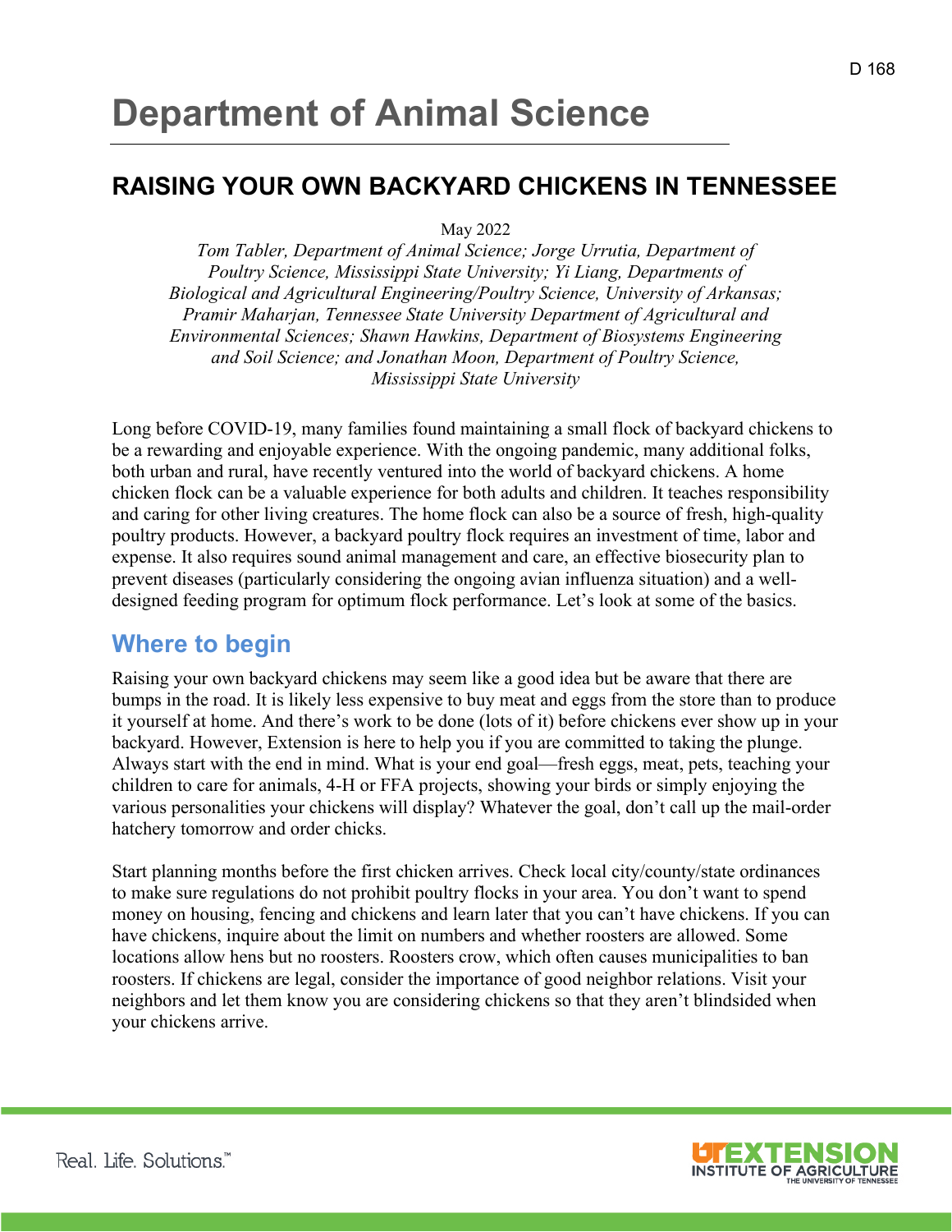# Department of Animal Science

## RAISING YOUR OWN BACKYARD CHICKENS IN TENNESSEE

May 2022

*Tom Tabler, Department of Animal Science; Jorge Urrutia, Department of Poultry Science, Mississippi State University; Yi Liang, Departments of Biological and Agricultural Engineering/Poultry Science, University of Arkansas; Pramir Maharjan, Tennessee State University Department of Agricultural and Environmental Sciences; Shawn Hawkins, Department of Biosystems Engineering and Soil Science; and Jonathan Moon, Department of Poultry Science, Mississippi State University*

Long before COVID-19, many families found maintaining a small flock of backyard chickens to be a rewarding and enjoyable experience. With the ongoing pandemic, many additional folks, both urban and rural, have recently ventured into the world of backyard chickens. A home chicken flock can be a valuable experience for both adults and children. It teaches responsibility and caring for other living creatures. The home flock can also be a source of fresh, high-quality poultry products. However, a backyard poultry flock requires an investment of time, labor and expense. It also requires sound animal management and care, an effective biosecurity plan to prevent diseases (particularly considering the ongoing avian influenza situation) and a well-designed feeding program for optimum flock performance. Let's look at some of the basics.

## Where to begin

Raising your own backyard chickens may seem like a good idea but be aware that there are bumps in the road. It is likely less expensive to buy meat and eggs from the store than to produce it yourself at home. And there's work to be done (lots of it) before chickens ever show up in your backyard. However, Extension is here to help you if you are committed to taking the plunge. Always start with the end in mind. What is your end goal—fresh eggs, meat, pets, teaching your children to care for animals, 4-H or FFA projects, showing your birds or simply enjoying the various personalities your chickens will display? Whatever the goal, don't call up the mail-order hatchery tomorrow and order chicks.

Start planning months before the first chicken arrives. Check local city/county/state ordinances to make sure regulations do not prohibit poultry flocks in your area. You don't want to spend money on housing, fencing and chickens and learn later that you can't have chickens. If you can have chickens, inquire about the limit on numbers and whether roosters are allowed. Some locations allow hens but no roosters. Roosters crow, which often causes municipalities to ban roosters. If chickens are legal, consider the importance of good neighbor relations. Visit your neighbors and let them know you are considering chickens so that they aren't blindsided when your chickens arrive.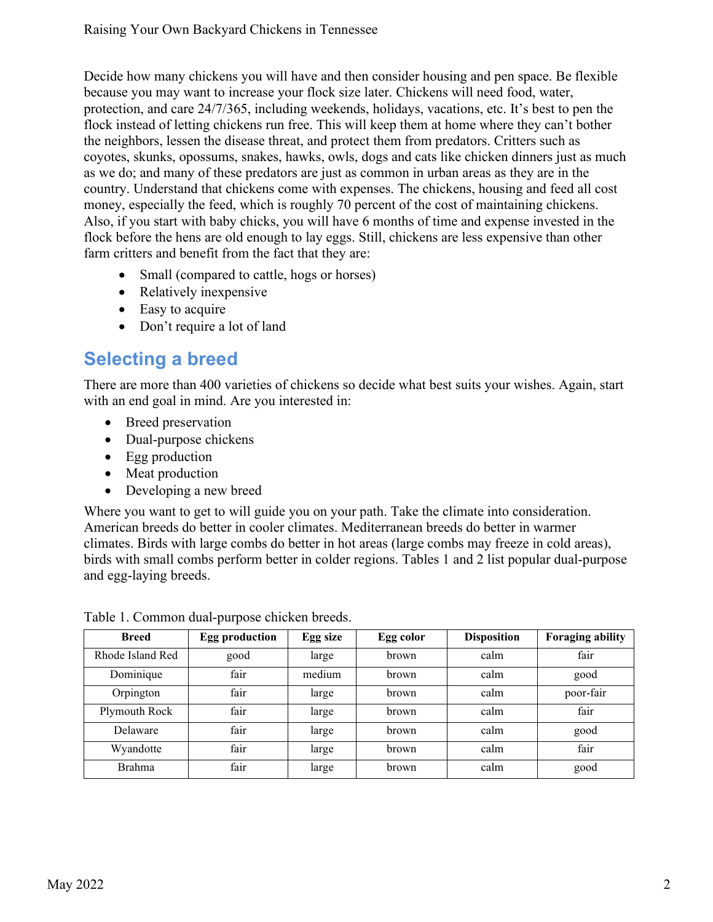Decide how many chickens you will have and then consider housing and pen space. Be flexible because you may want to increase your flock size later. Chickens will need food, water, protection, and care 24/7/365, including weekends, holidays, vacations, etc. It's best to pen the flock instead of letting chickens run free. This will keep them at home where they can't bother the neighbors, lessen the disease threat, and protect them from predators. Critters such as coyotes, skunks, opossums, snakes, hawks, owls, dogs and cats like chicken dinners just as much as we do; and many of these predators are just as common in urban areas as they are in the country. Understand that chickens come with expenses. The chickens, housing and feed all cost money, especially the feed, which is roughly 70 percent of the cost of maintaining chickens. Also, if you start with baby chicks, you will have 6 months of time and expense invested in the flock before the hens are old enough to lay eggs. Still, chickens are less expensive than other farm critters and benefit from the fact that they are:

- Small (compared to cattle, hogs or horses)
- Relatively inexpensive
- Easy to acquire
- Don't require a lot of land

## Selecting a breed

There are more than 400 varieties of chickens so decide what best suits your wishes. Again, start with an end goal in mind. Are you interested in:

- Breed preservation
- Dual-purpose chickens
- Egg production
- Meat production
- Developing a new breed

Where you want to get to will guide you on your path. Take the climate into consideration. American breeds do better in cooler climates. Mediterranean breeds do better in warmer climates. Birds with large combs do better in hot areas (large combs may freeze in cold areas), birds with small combs perform better in colder regions. Tables 1 and 2 list popular dual-purpose and egg-laying breeds.

Table 1. Common dual-purpose chicken breeds.

| Breed | Egg production | Egg size | Egg color | Disposition | Foraging ability |
|---|---|---|---|---|---|
| Rhode Island Red | good | large | brown | calm | fair |
| Dominique | fair | medium | brown | calm | good |
| Orpington | fair | large | brown | calm | poor-fair |
| Plymouth Rock | fair | large | brown | calm | fair |
| Delaware | fair | large | brown | calm | good |
| Wyandotte | fair | large | brown | calm | fair |
| Brahma | fair | large | brown | calm | good |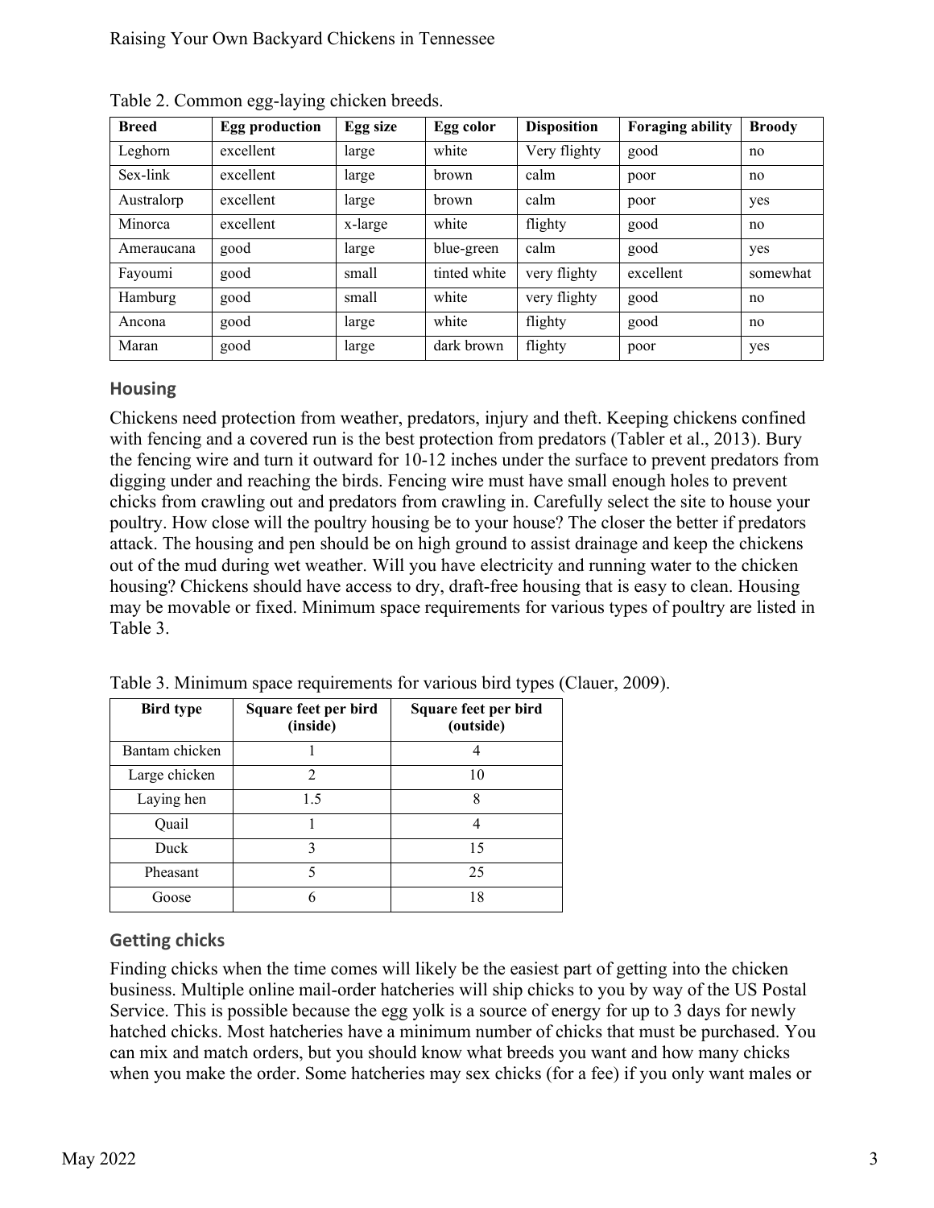Table 2. Common egg-laying chicken breeds.

| Breed | Egg production | Egg size | Egg color | Disposition | Foraging ability | Broody |
|---|---|---|---|---|---|---|
| Leghorn | excellent | large | white | Very flighty | good | no |
| Sex-link | excellent | large | brown | calm | poor | no |
| Australorp | excellent | large | brown | calm | poor | yes |
| Minorca | excellent | x-large | white | flighty | good | no |
| Ameraucana | good | large | blue-green | calm | good | yes |
| Fayoumi | good | small | tinted white | very flighty | excellent | somewhat |
| Hamburg | good | small | white | very flighty | good | no |
| Ancona | good | large | white | flighty | good | no |
| Maran | good | large | dark brown | flighty | poor | yes |

## Housing

Chickens need protection from weather, predators, injury and theft. Keeping chickens confined with fencing and a covered run is the best protection from predators (Tabler et al., 2013). Bury the fencing wire and turn it outward for 10-12 inches under the surface to prevent predators from digging under and reaching the birds. Fencing wire must have small enough holes to prevent chicks from crawling out and predators from crawling in. Carefully select the site to house your poultry. How close will the poultry housing be to your house? The closer the better if predators attack. The housing and pen should be on high ground to assist drainage and keep the chickens out of the mud during wet weather. Will you have electricity and running water to the chicken housing? Chickens should have access to dry, draft-free housing that is easy to clean. Housing may be movable or fixed. Minimum space requirements for various types of poultry are listed in Table 3.

Table 3. Minimum space requirements for various bird types (Clauer, 2009).

| Bird type | Square feet per bird (inside) | Square feet per bird (outside) |
|---|---|---|
| Bantam chicken | 1 | 4 |
| Large chicken | 2 | 10 |
| Laying hen | 1.5 | 8 |
| Quail | 1 | 4 |
| Duck | 3 | 15 |
| Pheasant | 5 | 25 |
| Goose | 6 | 18 |

## Getting chicks

Finding chicks when the time comes will likely be the easiest part of getting into the chicken business. Multiple online mail-order hatcheries will ship chicks to you by way of the US Postal Service. This is possible because the egg yolk is a source of energy for up to 3 days for newly hatched chicks. Most hatcheries have a minimum number of chicks that must be purchased. You can mix and match orders, but you should know what breeds you want and how many chicks when you make the order. Some hatcheries may sex chicks (for a fee) if you only want males or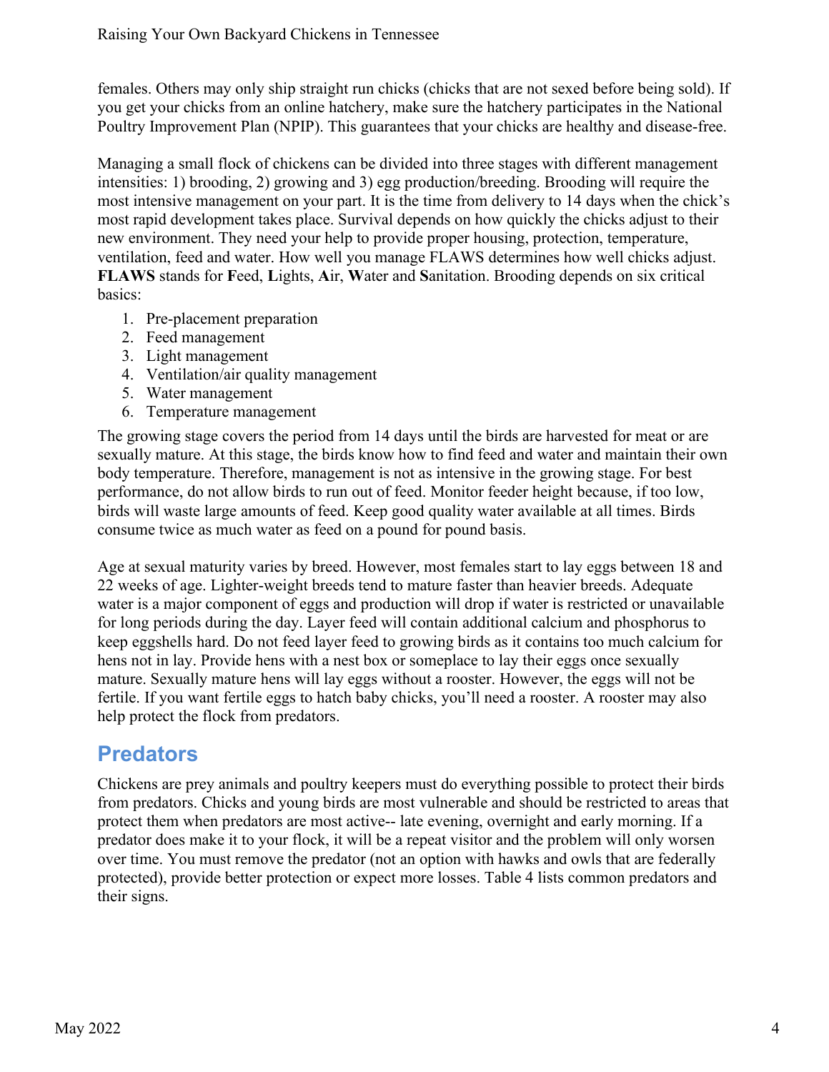females. Others may only ship straight run chicks (chicks that are not sexed before being sold). If you get your chicks from an online hatchery, make sure the hatchery participates in the National Poultry Improvement Plan (NPIP). This guarantees that your chicks are healthy and disease-free.

Managing a small flock of chickens can be divided into three stages with different management intensities: 1) brooding, 2) growing and 3) egg production/breeding. Brooding will require the most intensive management on your part. It is the time from delivery to 14 days when the chick's most rapid development takes place. Survival depends on how quickly the chicks adjust to their new environment. They need your help to provide proper housing, protection, temperature, ventilation, feed and water. How well you manage FLAWS determines how well chicks adjust. **FLAWS** stands for **F**eed, **L**ights, **A**ir, **W**ater and **S**anitation. Brooding depends on six critical basics:

1. Pre-placement preparation
2. Feed management
3. Light management
4. Ventilation/air quality management
5. Water management
6. Temperature management

The growing stage covers the period from 14 days until the birds are harvested for meat or are sexually mature. At this stage, the birds know how to find feed and water and maintain their own body temperature. Therefore, management is not as intensive in the growing stage. For best performance, do not allow birds to run out of feed. Monitor feeder height because, if too low, birds will waste large amounts of feed. Keep good quality water available at all times. Birds consume twice as much water as feed on a pound for pound basis.

Age at sexual maturity varies by breed. However, most females start to lay eggs between 18 and 22 weeks of age. Lighter-weight breeds tend to mature faster than heavier breeds. Adequate water is a major component of eggs and production will drop if water is restricted or unavailable for long periods during the day. Layer feed will contain additional calcium and phosphorus to keep eggshells hard. Do not feed layer feed to growing birds as it contains too much calcium for hens not in lay. Provide hens with a nest box or someplace to lay their eggs once sexually mature. Sexually mature hens will lay eggs without a rooster. However, the eggs will not be fertile. If you want fertile eggs to hatch baby chicks, you'll need a rooster. A rooster may also help protect the flock from predators.

## Predators

Chickens are prey animals and poultry keepers must do everything possible to protect their birds from predators. Chicks and young birds are most vulnerable and should be restricted to areas that protect them when predators are most active-- late evening, overnight and early morning. If a predator does make it to your flock, it will be a repeat visitor and the problem will only worsen over time. You must remove the predator (not an option with hawks and owls that are federally protected), provide better protection or expect more losses. Table 4 lists common predators and their signs.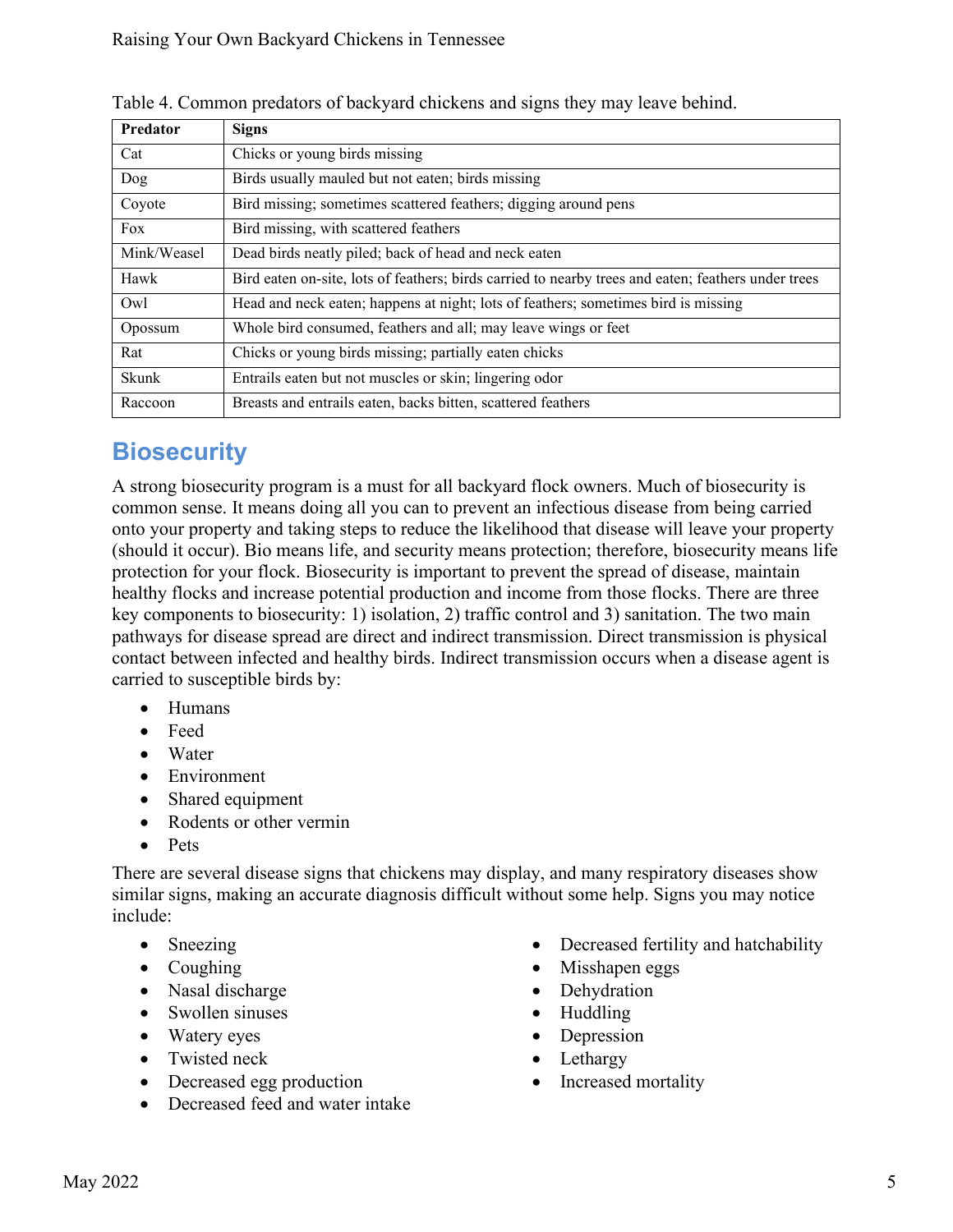Table 4. Common predators of backyard chickens and signs they may leave behind.

| Predator | Signs |
|---|---|
| Cat | Chicks or young birds missing |
| Dog | Birds usually mauled but not eaten; birds missing |
| Coyote | Bird missing; sometimes scattered feathers; digging around pens |
| Fox | Bird missing, with scattered feathers |
| Mink/Weasel | Dead birds neatly piled; back of head and neck eaten |
| Hawk | Bird eaten on-site, lots of feathers; birds carried to nearby trees and eaten; feathers under trees |
| Owl | Head and neck eaten; happens at night; lots of feathers; sometimes bird is missing |
| Opossum | Whole bird consumed, feathers and all; may leave wings or feet |
| Rat | Chicks or young birds missing; partially eaten chicks |
| Skunk | Entrails eaten but not muscles or skin; lingering odor |
| Raccoon | Breasts and entrails eaten, backs bitten, scattered feathers |

## Biosecurity

A strong biosecurity program is a must for all backyard flock owners. Much of biosecurity is common sense. It means doing all you can to prevent an infectious disease from being carried onto your property and taking steps to reduce the likelihood that disease will leave your property (should it occur). Bio means life, and security means protection; therefore, biosecurity means life protection for your flock. Biosecurity is important to prevent the spread of disease, maintain healthy flocks and increase potential production and income from those flocks. There are three key components to biosecurity: 1) isolation, 2) traffic control and 3) sanitation. The two main pathways for disease spread are direct and indirect transmission. Direct transmission is physical contact between infected and healthy birds. Indirect transmission occurs when a disease agent is carried to susceptible birds by:

- Humans
- Feed
- Water
- Environment
- Shared equipment
- Rodents or other vermin
- Pets

There are several disease signs that chickens may display, and many respiratory diseases show similar signs, making an accurate diagnosis difficult without some help. Signs you may notice include:

- Sneezing
- Coughing
- Nasal discharge
- Swollen sinuses
- Watery eyes
- Twisted neck
- Decreased egg production
- Decreased feed and water intake
- Decreased fertility and hatchability
- Misshapen eggs
- Dehydration
- Huddling
- Depression
- Lethargy
- Increased mortality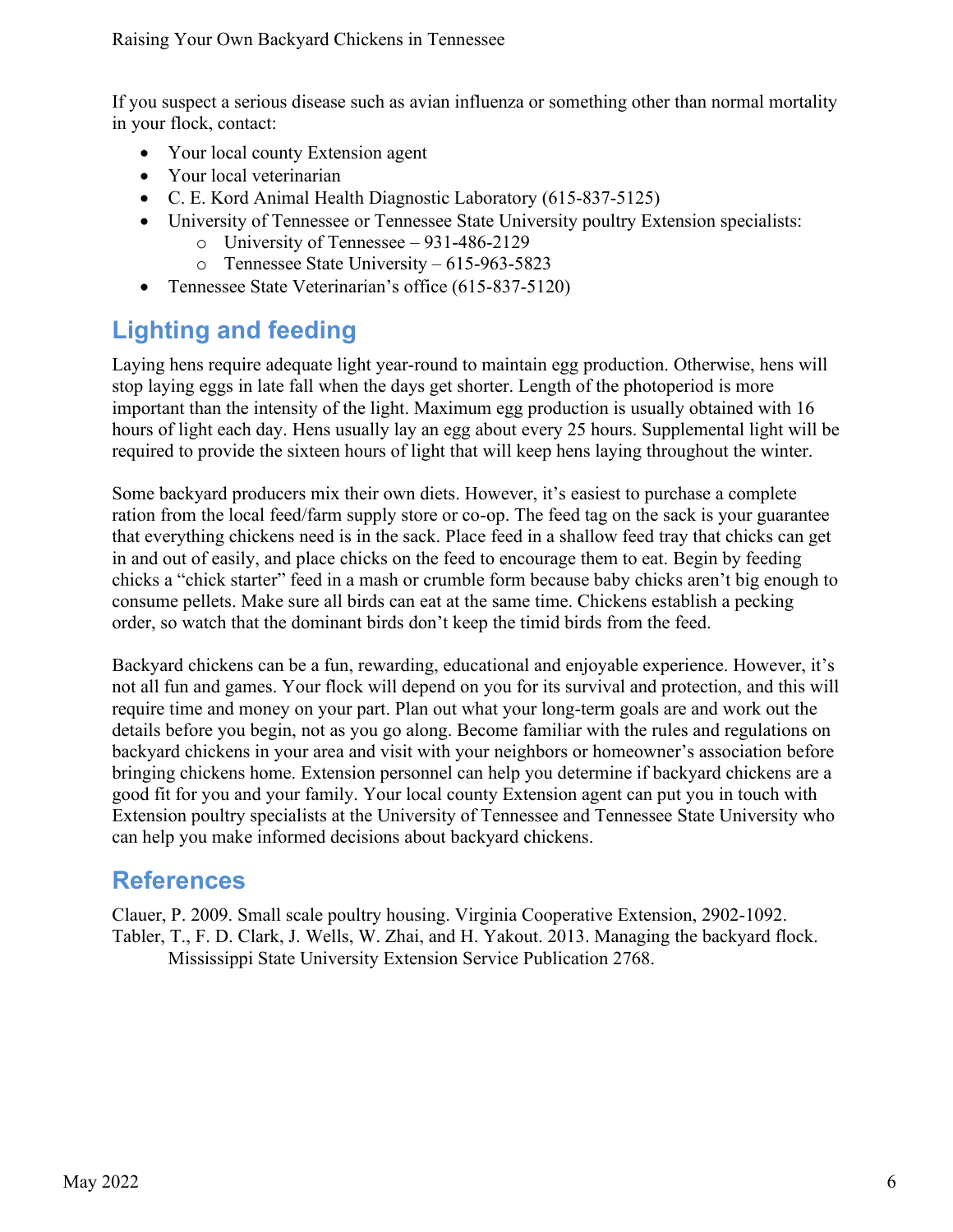If you suspect a serious disease such as avian influenza or something other than normal mortality in your flock, contact:

- Your local county Extension agent
- Your local veterinarian
- C. E. Kord Animal Health Diagnostic Laboratory (615-837-5125)
- University of Tennessee or Tennessee State University poultry Extension specialists:
  - University of Tennessee – 931-486-2129
  - Tennessee State University – 615-963-5823
- Tennessee State Veterinarian's office (615-837-5120)

## Lighting and feeding

Laying hens require adequate light year-round to maintain egg production. Otherwise, hens will stop laying eggs in late fall when the days get shorter. Length of the photoperiod is more important than the intensity of the light. Maximum egg production is usually obtained with 16 hours of light each day. Hens usually lay an egg about every 25 hours. Supplemental light will be required to provide the sixteen hours of light that will keep hens laying throughout the winter.

Some backyard producers mix their own diets. However, it's easiest to purchase a complete ration from the local feed/farm supply store or co-op. The feed tag on the sack is your guarantee that everything chickens need is in the sack. Place feed in a shallow feed tray that chicks can get in and out of easily, and place chicks on the feed to encourage them to eat. Begin by feeding chicks a "chick starter" feed in a mash or crumble form because baby chicks aren't big enough to consume pellets. Make sure all birds can eat at the same time. Chickens establish a pecking order, so watch that the dominant birds don't keep the timid birds from the feed.

Backyard chickens can be a fun, rewarding, educational and enjoyable experience. However, it's not all fun and games. Your flock will depend on you for its survival and protection, and this will require time and money on your part. Plan out what your long-term goals are and work out the details before you begin, not as you go along. Become familiar with the rules and regulations on backyard chickens in your area and visit with your neighbors or homeowner's association before bringing chickens home. Extension personnel can help you determine if backyard chickens are a good fit for you and your family. Your local county Extension agent can put you in touch with Extension poultry specialists at the University of Tennessee and Tennessee State University who can help you make informed decisions about backyard chickens.

## References

Clauer, P. 2009. Small scale poultry housing. Virginia Cooperative Extension, 2902-1092.

Tabler, T., F. D. Clark, J. Wells, W. Zhai, and H. Yakout. 2013. Managing the backyard flock. Mississippi State University Extension Service Publication 2768.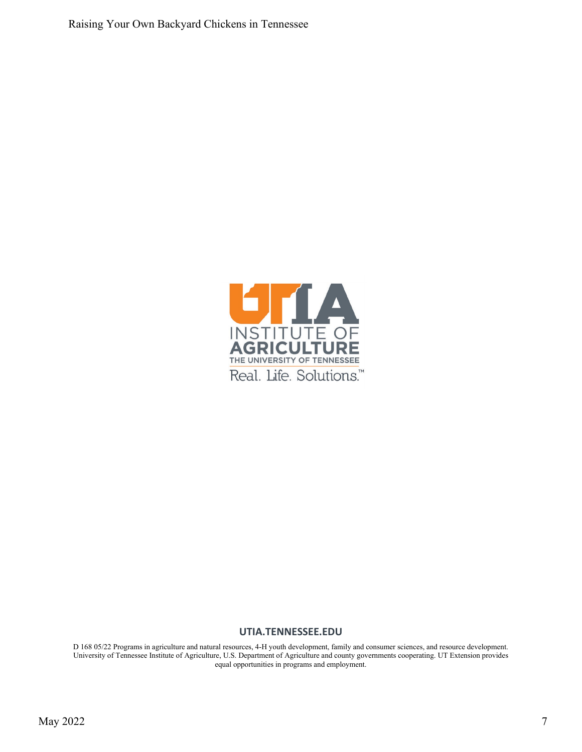INSTITUTE OF
AGRICULTURE
THE UNIVERSITY OF TENNESSEE
Real. Life. Solutions.™

**UTIA.TENNESSEE.EDU**

D 168 05/22 Programs in agriculture and natural resources, 4-H youth development, family and consumer sciences, and resource development. University of Tennessee Institute of Agriculture, U.S. Department of Agriculture and county governments cooperating. UT Extension provides equal opportunities in programs and employment.